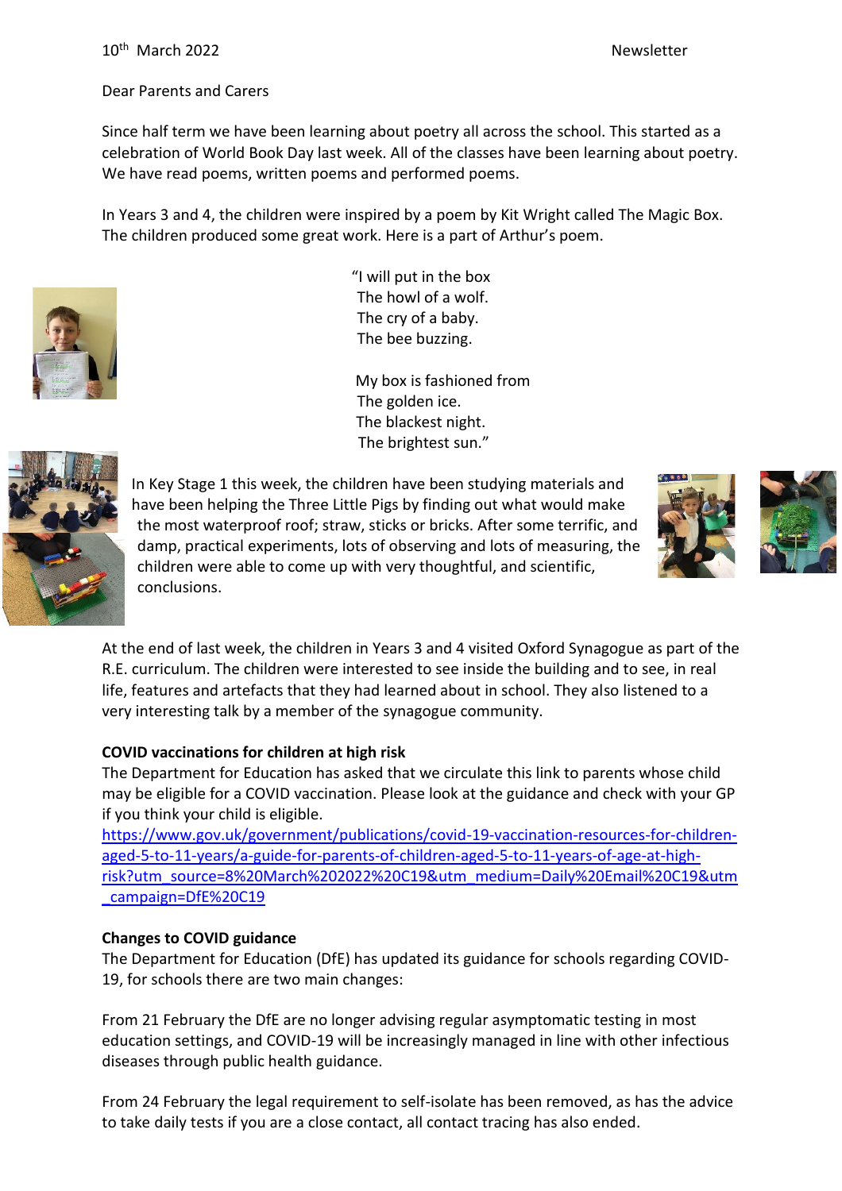10th March 2022 Newsletter

Dear Parents and Carers

Since half term we have been learning about poetry all across the school. This started as a celebration of World Book Day last week. All of the classes have been learning about poetry. We have read poems, written poems and performed poems.

In Years 3 and 4, the children were inspired by a poem by Kit Wright called The Magic Box. The children produced some great work. Here is a part of Arthur's poem.

"I will put in the box
The howl of a wolf.
The cry of a baby.
The bee buzzing.

My box is fashioned from
The golden ice.
The blackest night.
The brightest sun."

In Key Stage 1 this week, the children have been studying materials and have been helping the Three Little Pigs by finding out what would make the most waterproof roof; straw, sticks or bricks. After some terrific, and damp, practical experiments, lots of observing and lots of measuring, the children were able to come up with very thoughtful, and scientific, conclusions.

At the end of last week, the children in Years 3 and 4 visited Oxford Synagogue as part of the R.E. curriculum. The children were interested to see inside the building and to see, in real life, features and artefacts that they had learned about in school. They also listened to a very interesting talk by a member of the synagogue community.

**COVID vaccinations for children at high risk**

The Department for Education has asked that we circulate this link to parents whose child may be eligible for a COVID vaccination. Please look at the guidance and check with your GP if you think your child is eligible.
https://www.gov.uk/government/publications/covid-19-vaccination-resources-for-children-aged-5-to-11-years/a-guide-for-parents-of-children-aged-5-to-11-years-of-age-at-high-risk?utm_source=8%20March%202022%20C19&utm_medium=Daily%20Email%20C19&utm_campaign=DfE%20C19

**Changes to COVID guidance**

The Department for Education (DfE) has updated its guidance for schools regarding COVID-19, for schools there are two main changes:

From 21 February the DfE are no longer advising regular asymptomatic testing in most education settings, and COVID-19 will be increasingly managed in line with other infectious diseases through public health guidance.

From 24 February the legal requirement to self-isolate has been removed, as has the advice to take daily tests if you are a close contact, all contact tracing has also ended.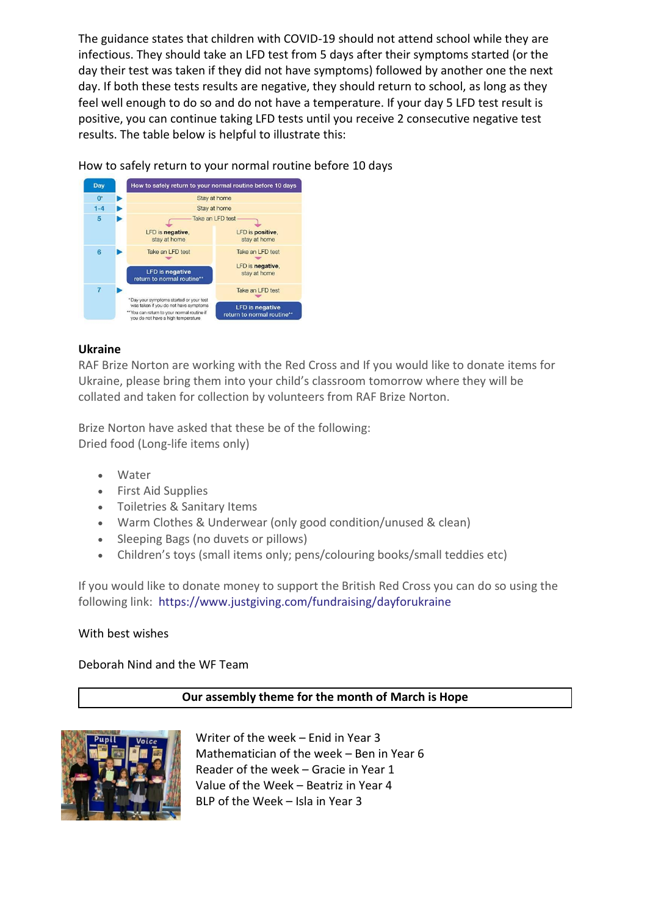The guidance states that children with COVID-19 should not attend school while they are infectious. They should take an LFD test from 5 days after their symptoms started (or the day their test was taken if they did not have symptoms) followed by another one the next day. If both these tests results are negative, they should return to school, as long as they feel well enough to do so and do not have a temperature. If your day 5 LFD test result is positive, you can continue taking LFD tests until you receive 2 consecutive negative test results. The table below is helpful to illustrate this:

How to safely return to your normal routine before 10 days

| Day | How to safely return to your normal routine before 10 days | |
|---|---|---|
| 0* | Stay at home | |
| 1-4 | Stay at home | |
| 5 | Take an LFD test | |
| | LFD is **negative**, stay at home | LFD is **positive**, stay at home |
| 6 | Take an LFD test | Take an LFD test |
| | LFD is negative return to normal routine** | LFD is **negative**, stay at home |
| 7 | | Take an LFD test |
| | | LFD is negative return to normal routine** |

*Day your symptoms started or your test was taken if you do not have symptoms
**You can return to your normal routine if you do not have a high temperature

## Ukraine

RAF Brize Norton are working with the Red Cross and If you would like to donate items for Ukraine, please bring them into your child's classroom tomorrow where they will be collated and taken for collection by volunteers from RAF Brize Norton.

Brize Norton have asked that these be of the following:
Dried food (Long-life items only)

- Water
- First Aid Supplies
- Toiletries & Sanitary Items
- Warm Clothes & Underwear (only good condition/unused & clean)
- Sleeping Bags (no duvets or pillows)
- Children's toys (small items only; pens/colouring books/small teddies etc)

If you would like to donate money to support the British Red Cross you can do so using the following link: https://www.justgiving.com/fundraising/dayforukraine

With best wishes

Deborah Nind and the WF Team

**Our assembly theme for the month of March is Hope**

Writer of the week – Enid in Year 3
Mathematician of the week – Ben in Year 6
Reader of the week – Gracie in Year 1
Value of the Week – Beatriz in Year 4
BLP of the Week – Isla in Year 3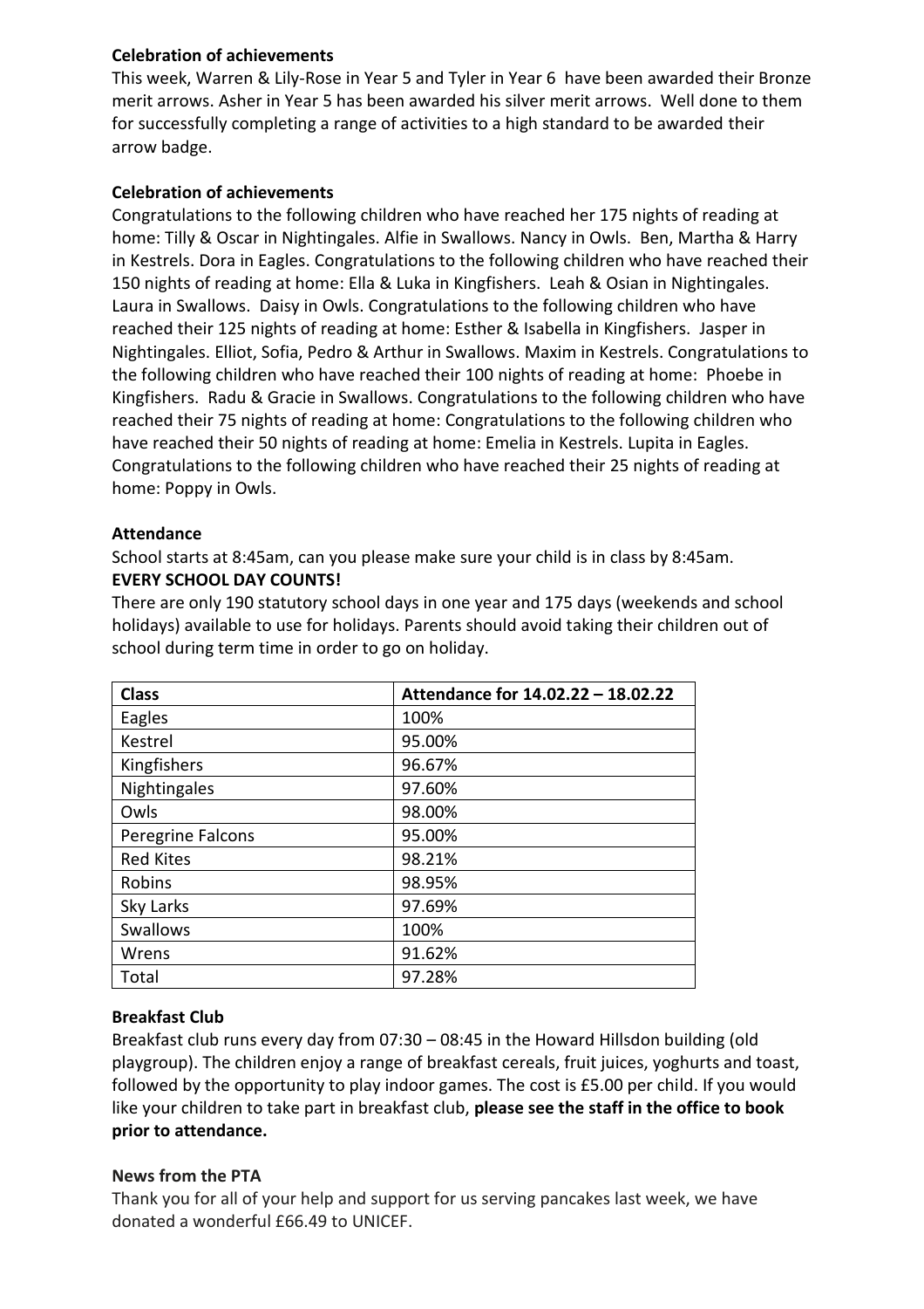**Celebration of achievements**

This week, Warren & Lily-Rose in Year 5 and Tyler in Year 6 have been awarded their Bronze merit arrows. Asher in Year 5 has been awarded his silver merit arrows. Well done to them for successfully completing a range of activities to a high standard to be awarded their arrow badge.

**Celebration of achievements**

Congratulations to the following children who have reached her 175 nights of reading at home: Tilly & Oscar in Nightingales. Alfie in Swallows. Nancy in Owls. Ben, Martha & Harry in Kestrels. Dora in Eagles. Congratulations to the following children who have reached their 150 nights of reading at home: Ella & Luka in Kingfishers. Leah & Osian in Nightingales. Laura in Swallows. Daisy in Owls. Congratulations to the following children who have reached their 125 nights of reading at home: Esther & Isabella in Kingfishers. Jasper in Nightingales. Elliot, Sofia, Pedro & Arthur in Swallows. Maxim in Kestrels. Congratulations to the following children who have reached their 100 nights of reading at home: Phoebe in Kingfishers. Radu & Gracie in Swallows. Congratulations to the following children who have reached their 75 nights of reading at home: Congratulations to the following children who have reached their 50 nights of reading at home: Emelia in Kestrels. Lupita in Eagles. Congratulations to the following children who have reached their 25 nights of reading at home: Poppy in Owls.

**Attendance**

School starts at 8:45am, can you please make sure your child is in class by 8:45am.
**EVERY SCHOOL DAY COUNTS!**

There are only 190 statutory school days in one year and 175 days (weekends and school holidays) available to use for holidays. Parents should avoid taking their children out of school during term time in order to go on holiday.

| Class | Attendance for 14.02.22 – 18.02.22 |
|---|---|
| Eagles | 100% |
| Kestrel | 95.00% |
| Kingfishers | 96.67% |
| Nightingales | 97.60% |
| Owls | 98.00% |
| Peregrine Falcons | 95.00% |
| Red Kites | 98.21% |
| Robins | 98.95% |
| Sky Larks | 97.69% |
| Swallows | 100% |
| Wrens | 91.62% |
| Total | 97.28% |

**Breakfast Club**

Breakfast club runs every day from 07:30 – 08:45 in the Howard Hillsdon building (old playgroup). The children enjoy a range of breakfast cereals, fruit juices, yoghurts and toast, followed by the opportunity to play indoor games. The cost is £5.00 per child. If you would like your children to take part in breakfast club, **please see the staff in the office to book prior to attendance.**

**News from the PTA**

Thank you for all of your help and support for us serving pancakes last week, we have donated a wonderful £66.49 to UNICEF.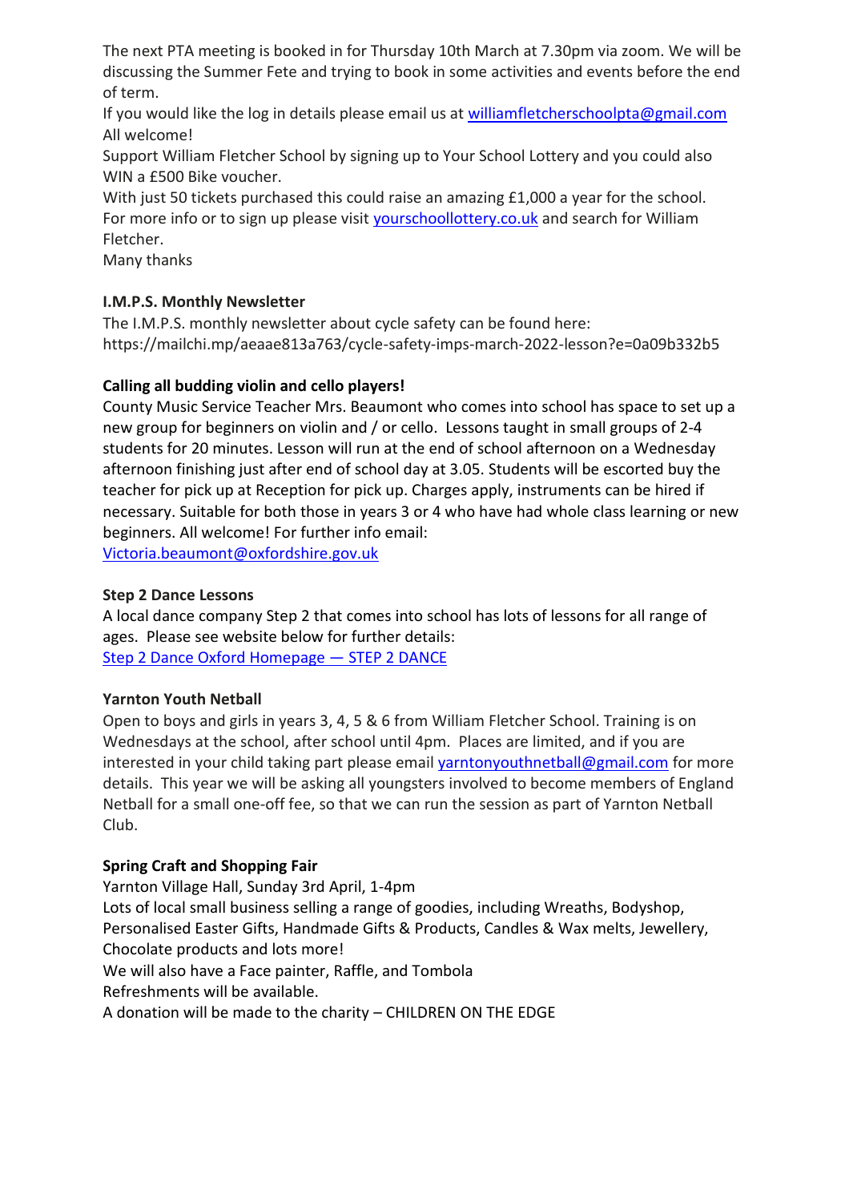The next PTA meeting is booked in for Thursday 10th March at 7.30pm via zoom. We will be discussing the Summer Fete and trying to book in some activities and events before the end of term.
If you would like the log in details please email us at williamfletcherschoolpta@gmail.com
All welcome!
Support William Fletcher School by signing up to Your School Lottery and you could also WIN a £500 Bike voucher.
With just 50 tickets purchased this could raise an amazing £1,000 a year for the school.
For more info or to sign up please visit yourschoollottery.co.uk and search for William Fletcher.
Many thanks

**I.M.P.S. Monthly Newsletter**
The I.M.P.S. monthly newsletter about cycle safety can be found here:
https://mailchi.mp/aeaae813a763/cycle-safety-imps-march-2022-lesson?e=0a09b332b5

**Calling all budding violin and cello players!**
County Music Service Teacher Mrs. Beaumont who comes into school has space to set up a new group for beginners on violin and / or cello. Lessons taught in small groups of 2-4 students for 20 minutes. Lesson will run at the end of school afternoon on a Wednesday afternoon finishing just after end of school day at 3.05. Students will be escorted buy the teacher for pick up at Reception for pick up. Charges apply, instruments can be hired if necessary. Suitable for both those in years 3 or 4 who have had whole class learning or new beginners. All welcome! For further info email:
Victoria.beaumont@oxfordshire.gov.uk

**Step 2 Dance Lessons**
A local dance company Step 2 that comes into school has lots of lessons for all range of ages. Please see website below for further details:
Step 2 Dance Oxford Homepage — STEP 2 DANCE

**Yarnton Youth Netball**
Open to boys and girls in years 3, 4, 5 & 6 from William Fletcher School. Training is on Wednesdays at the school, after school until 4pm. Places are limited, and if you are interested in your child taking part please email yarntonyouthnetball@gmail.com for more details. This year we will be asking all youngsters involved to become members of England Netball for a small one-off fee, so that we can run the session as part of Yarnton Netball Club.

**Spring Craft and Shopping Fair**
Yarnton Village Hall, Sunday 3rd April, 1-4pm
Lots of local small business selling a range of goodies, including Wreaths, Bodyshop, Personalised Easter Gifts, Handmade Gifts & Products, Candles & Wax melts, Jewellery, Chocolate products and lots more!
We will also have a Face painter, Raffle, and Tombola
Refreshments will be available.
A donation will be made to the charity – CHILDREN ON THE EDGE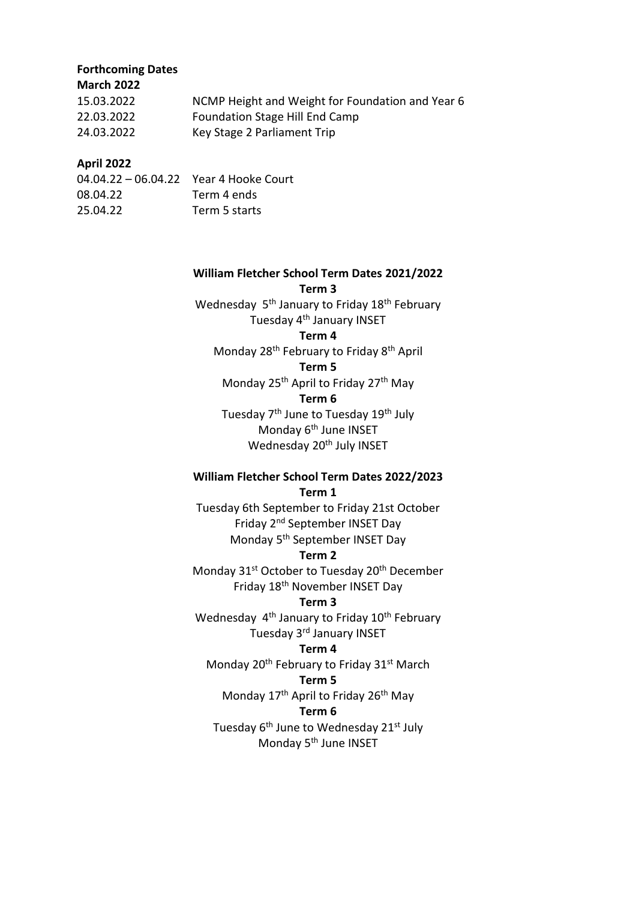**Forthcoming Dates**

**March 2022**

| | |
|---|---|
| 15.03.2022 | NCMP Height and Weight for Foundation and Year 6 |
| 22.03.2022 | Foundation Stage Hill End Camp |
| 24.03.2022 | Key Stage 2 Parliament Trip |

**April 2022**

| | |
|---|---|
| 04.04.22 – 06.04.22 | Year 4 Hooke Court |
| 08.04.22 | Term 4 ends |
| 25.04.22 | Term 5 starts |

**William Fletcher School Term Dates 2021/2022**

**Term 3**

Wednesday 5th January to Friday 18th February

Tuesday 4th January INSET

**Term 4**

Monday 28th February to Friday 8th April

**Term 5**

Monday 25th April to Friday 27th May

**Term 6**

Tuesday 7th June to Tuesday 19th July

Monday 6th June INSET

Wednesday 20th July INSET

**William Fletcher School Term Dates 2022/2023**

**Term 1**

Tuesday 6th September to Friday 21st October

Friday 2nd September INSET Day

Monday 5th September INSET Day

**Term 2**

Monday 31st October to Tuesday 20th December

Friday 18th November INSET Day

**Term 3**

Wednesday 4th January to Friday 10th February

Tuesday 3rd January INSET

**Term 4**

Monday 20th February to Friday 31st March

**Term 5**

Monday 17th April to Friday 26th May

**Term 6**

Tuesday 6th June to Wednesday 21st July

Monday 5th June INSET